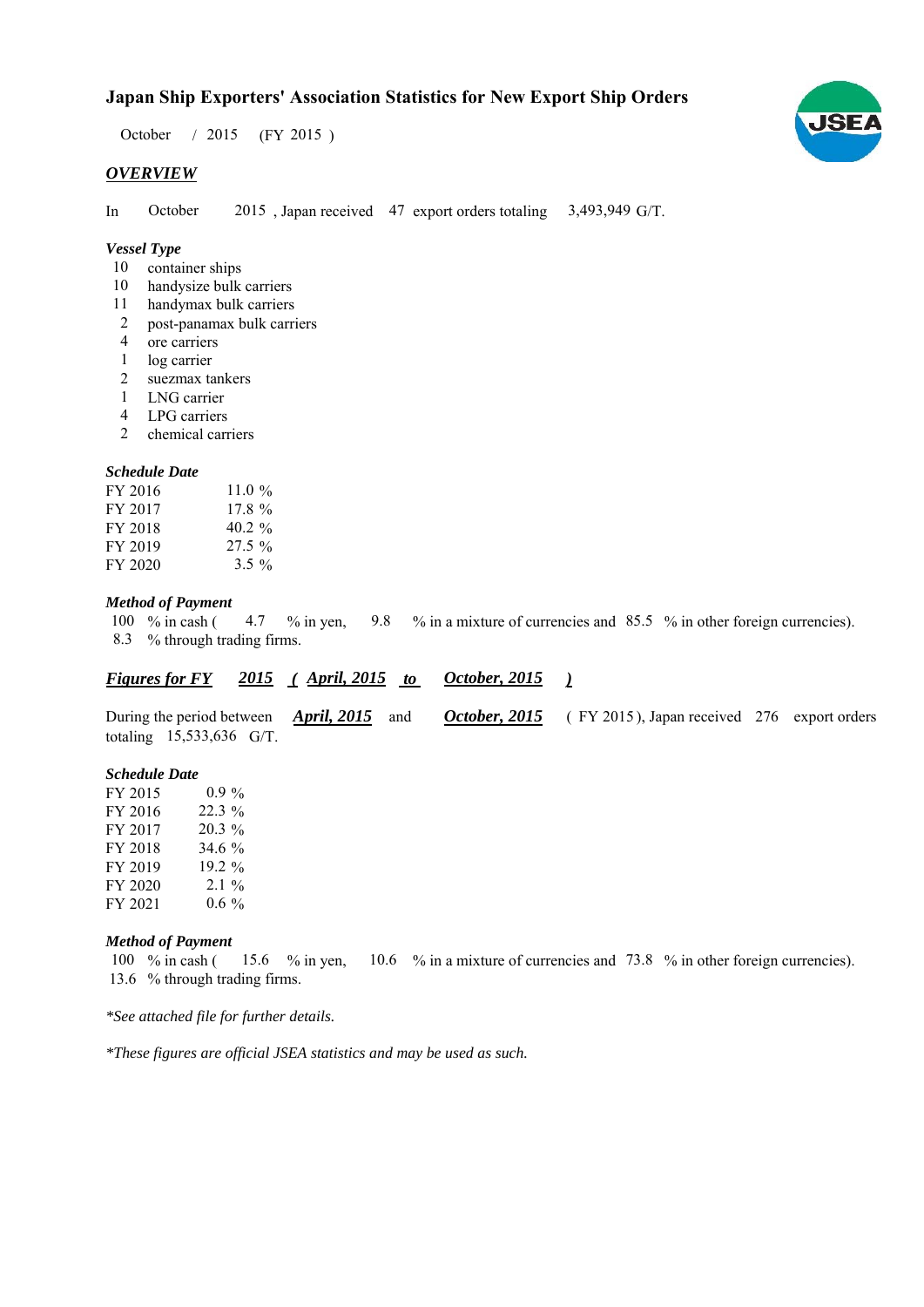# Japan Ship Exporters' Association Statistics for New Export Ship Orders

October / 2015 (FY 2015 )

## *OVERVIEW*

In October 2015 , Japan received 47 export orders totaling 3,493,949 G/T.

### *Vessel Type*

- 10 container ships
- 10 handysize bulk carriers
- 11 handymax bulk carriers
- 2 post-panamax bulk carriers
- 4 ore carriers
- 1 log carrier
- 2 suezmax tankers
- 1 LNG carrier
- 4 LPG carriers
- 2 chemical carriers

### *Schedule Date*

| | |
|---|---|
| FY 2016 | 11.0 % |
| FY 2017 | 17.8 % |
| FY 2018 | 40.2 % |
| FY 2019 | 27.5 % |
| FY 2020 | 3.5 % |

### *Method of Payment*

100 % in cash ( 4.7 % in yen, 9.8 % in a mixture of currencies and 85.5 % in other foreign currencies).
8.3 % through trading firms.

## *Figures for FY 2015 ( April, 2015 to October, 2015 )*

During the period between ***April, 2015*** and ***October, 2015*** ( FY 2015 ), Japan received 276 export orders totaling 15,533,636 G/T.

### *Schedule Date*

| | |
|---|---|
| FY 2015 | 0.9 % |
| FY 2016 | 22.3 % |
| FY 2017 | 20.3 % |
| FY 2018 | 34.6 % |
| FY 2019 | 19.2 % |
| FY 2020 | 2.1 % |
| FY 2021 | 0.6 % |

### *Method of Payment*

100 % in cash ( 15.6 % in yen, 10.6 % in a mixture of currencies and 73.8 % in other foreign currencies).
13.6 % through trading firms.

*\*See attached file for further details.*

*\*These figures are official JSEA statistics and may be used as such.*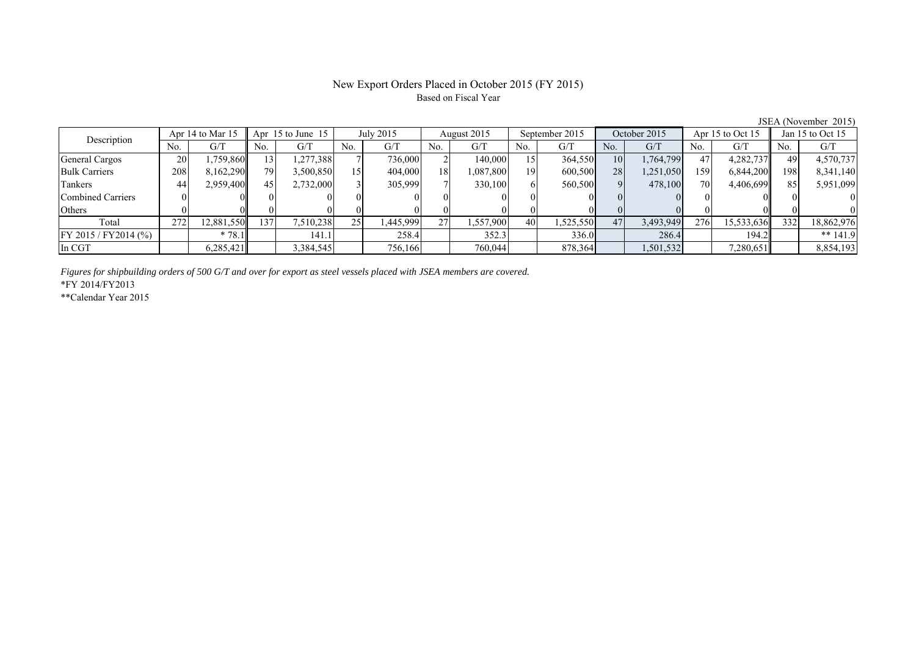# New Export Orders Placed in October 2015 (FY 2015)

Based on Fiscal Year

JSEA (November 2015)

| Description | Apr 14 to Mar 15 | | Apr 15 to June 15 | | July 2015 | | August 2015 | | September 2015 | | October 2015 | | Apr 15 to Oct 15 | | Jan 15 to Oct 15 | |
|---|---|---|---|---|---|---|---|---|---|---|---|---|---|---|---|---|
| | No. | G/T | No. | G/T | No. | G/T | No. | G/T | No. | G/T | No. | G/T | No. | G/T | No. | G/T |
| General Cargos | 20 | 1,759,860 | 13 | 1,277,388 | 7 | 736,000 | 2 | 140,000 | 15 | 364,550 | 10 | 1,764,799 | 47 | 4,282,737 | 49 | 4,570,737 |
| Bulk Carriers | 208 | 8,162,290 | 79 | 3,500,850 | 15 | 404,000 | 18 | 1,087,800 | 19 | 600,500 | 28 | 1,251,050 | 159 | 6,844,200 | 198 | 8,341,140 |
| Tankers | 44 | 2,959,400 | 45 | 2,732,000 | 3 | 305,999 | 7 | 330,100 | 6 | 560,500 | 9 | 478,100 | 70 | 4,406,699 | 85 | 5,951,099 |
| Combined Carriers | 0 | 0 | 0 | 0 | 0 | 0 | 0 | 0 | 0 | 0 | 0 | 0 | 0 | 0 | 0 | 0 |
| Others | 0 | 0 | 0 | 0 | 0 | 0 | 0 | 0 | 0 | 0 | 0 | 0 | 0 | 0 | 0 | 0 |
| Total | 272 | 12,881,550 | 137 | 7,510,238 | 25 | 1,445,999 | 27 | 1,557,900 | 40 | 1,525,550 | 47 | 3,493,949 | 276 | 15,533,636 | 332 | 18,862,976 |
| FY 2015 / FY2014 (%) | | * 78.1 | | 141.1 | | 258.4 | | 352.3 | | 336.0 | | 286.4 | | 194.2 | | ** 141.9 |
| In CGT | | 6,285,421 | | 3,384,545 | | 756,166 | | 760,044 | | 878,364 | | 1,501,532 | | 7,280,651 | | 8,854,193 |

*Figures for shipbuilding orders of 500 G/T and over for export as steel vessels placed with JSEA members are covered.*

*FY 2014/FY2013

**Calendar Year 2015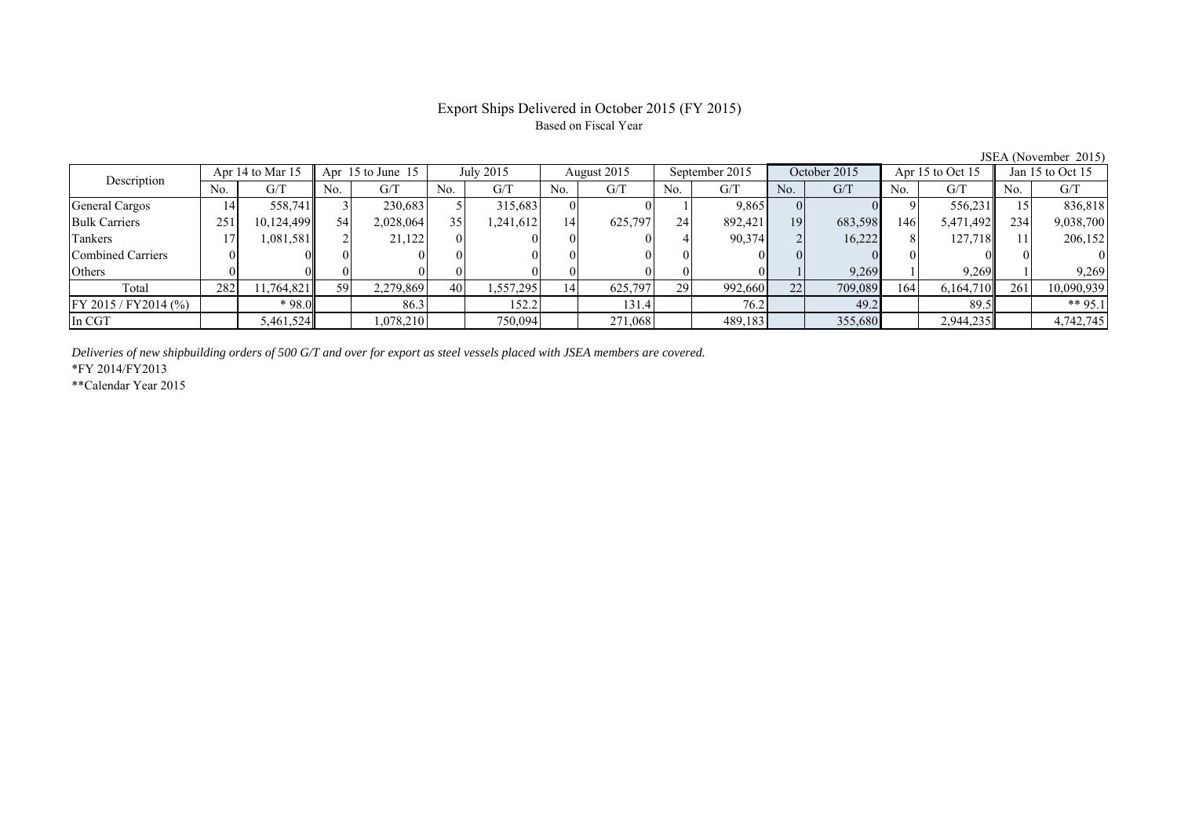# Export Ships Delivered in October 2015 (FY 2015)

Based on Fiscal Year

JSEA (November 2015)

| Description | Apr 14 to Mar 15 | | Apr 15 to June 15 | | July 2015 | | August 2015 | | September 2015 | | October 2015 | | Apr 15 to Oct 15 | | Jan 15 to Oct 15 | |
|---|---|---|---|---|---|---|---|---|---|---|---|---|---|---|---|---|
| | No. | G/T | No. | G/T | No. | G/T | No. | G/T | No. | G/T | No. | G/T | No. | G/T | No. | G/T |
| General Cargos | 14 | 558,741 | 3 | 230,683 | 5 | 315,683 | 0 | 0 | 1 | 9,865 | 0 | 0 | 9 | 556,231 | 15 | 836,818 |
| Bulk Carriers | 251 | 10,124,499 | 54 | 2,028,064 | 35 | 1,241,612 | 14 | 625,797 | 24 | 892,421 | 19 | 683,598 | 146 | 5,471,492 | 234 | 9,038,700 |
| Tankers | 17 | 1,081,581 | 2 | 21,122 | 0 | 0 | 0 | 0 | 4 | 90,374 | 2 | 16,222 | 8 | 127,718 | 11 | 206,152 |
| Combined Carriers | 0 | 0 | 0 | 0 | 0 | 0 | 0 | 0 | 0 | 0 | 0 | 0 | 0 | 0 | 0 | 0 |
| Others | 0 | 0 | 0 | 0 | 0 | 0 | 0 | 0 | 0 | 0 | 1 | 9,269 | 1 | 9,269 | 1 | 9,269 |
| Total | 282 | 11,764,821 | 59 | 2,279,869 | 40 | 1,557,295 | 14 | 625,797 | 29 | 992,660 | 22 | 709,089 | 164 | 6,164,710 | 261 | 10,090,939 |
| FY 2015 / FY2014 (%) | | * 98.0 | | 86.3 | | 152.2 | | 131.4 | | 76.2 | | 49.2 | | 89.5 | | ** 95.1 |
| In CGT | | 5,461,524 | | 1,078,210 | | 750,094 | | 271,068 | | 489,183 | | 355,680 | | 2,944,235 | | 4,742,745 |

*Deliveries of new shipbuilding orders of 500 G/T and over for export as steel vessels placed with JSEA members are covered.*

*FY 2014/FY2013

**Calendar Year 2015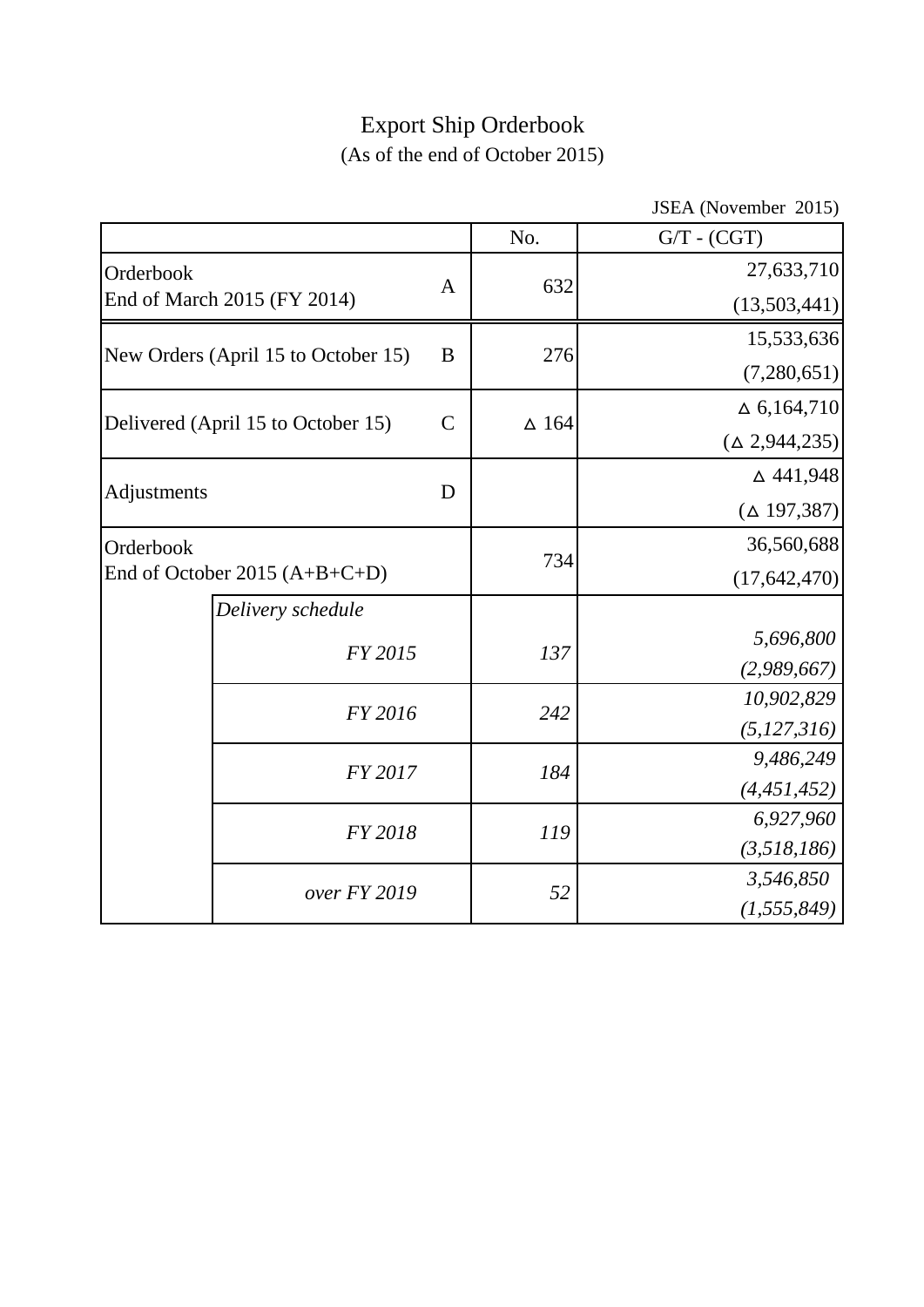# Export Ship Orderbook

(As of the end of October 2015)

JSEA (November 2015)

| | | | No. | G/T - (CGT) |
|---|---|---|---|---|
| Orderbook<br>End of March 2015 (FY 2014) | | A | 632 | 27,633,710<br>(13,503,441) |
| New Orders (April 15 to October 15) | | B | 276 | 15,533,636<br>(7,280,651) |
| Delivered (April 15 to October 15) | | C | ∆ 164 | ∆ 6,164,710<br>(∆ 2,944,235) |
| Adjustments | | D | | ∆ 441,948<br>(∆ 197,387) |
| Orderbook<br>End of October 2015 (A+B+C+D) | | | 734 | 36,560,688<br>(17,642,470) |
| | *Delivery schedule*<br>*FY 2015* | | *137* | *5,696,800*<br>*(2,989,667)* |
| | *FY 2016* | | *242* | *10,902,829*<br>*(5,127,316)* |
| | *FY 2017* | | *184* | *9,486,249*<br>*(4,451,452)* |
| | *FY 2018* | | *119* | *6,927,960*<br>*(3,518,186)* |
| | *over FY 2019* | | *52* | *3,546,850*<br>*(1,555,849)* |